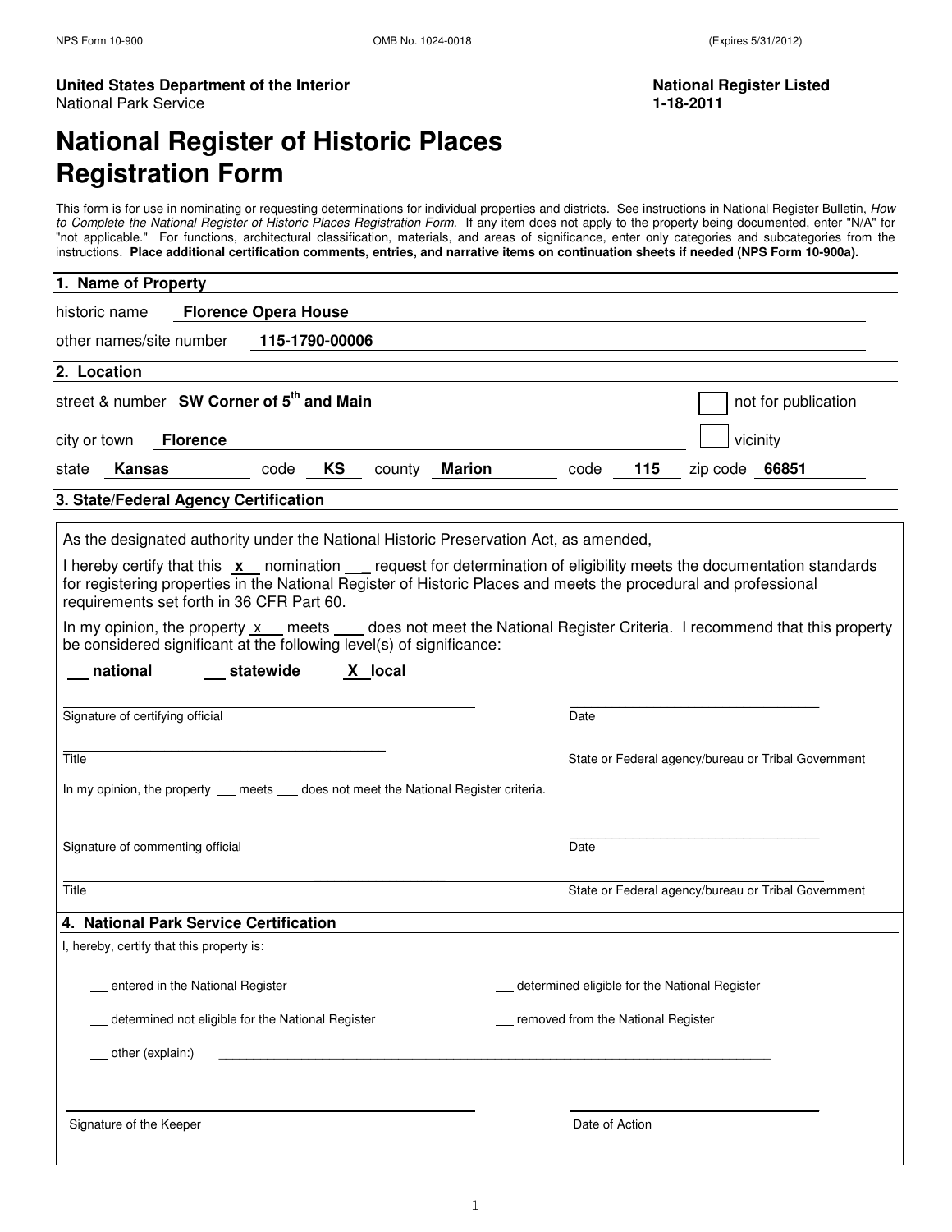NPS Form 10-900 OMB No. 1024-0018 (Expires 5/31/2012)

**United States Department of the Interior**
National Park Service

**National Register Listed**
**1-18-2011**

# National Register of Historic Places Registration Form

This form is for use in nominating or requesting determinations for individual properties and districts. See instructions in National Register Bulletin, *How to Complete the National Register of Historic Places Registration Form*. If any item does not apply to the property being documented, enter "N/A" for "not applicable." For functions, architectural classification, materials, and areas of significance, enter only categories and subcategories from the instructions. **Place additional certification comments, entries, and narrative items on continuation sheets if needed (NPS Form 10-900a).**

## 1. Name of Property

historic name **Florence Opera House**

other names/site number **115-1790-00006**

## 2. Location

street & number **SW Corner of 5th and Main** ☐ not for publication

city or town **Florence** ☐ vicinity

state **Kansas** code **KS** county **Marion** code **115** zip code **66851**

## 3. State/Federal Agency Certification

As the designated authority under the National Historic Preservation Act, as amended,

I hereby certify that this **x** nomination ___ request for determination of eligibility meets the documentation standards for registering properties in the National Register of Historic Places and meets the procedural and professional requirements set forth in 36 CFR Part 60.

In my opinion, the property x meets ___ does not meet the National Register Criteria. I recommend that this property be considered significant at the following level(s) of significance:

___ **national** ___ **statewide** **X local**

Signature of certifying official Date

Title State or Federal agency/bureau or Tribal Government

In my opinion, the property ___ meets ___ does not meet the National Register criteria.

Signature of commenting official Date

Title State or Federal agency/bureau or Tribal Government

## 4. National Park Service Certification

I, hereby, certify that this property is:

___ entered in the National Register

___ determined eligible for the National Register

___ determined not eligible for the National Register

___ removed from the National Register

___ other (explain:)

Signature of the Keeper Date of Action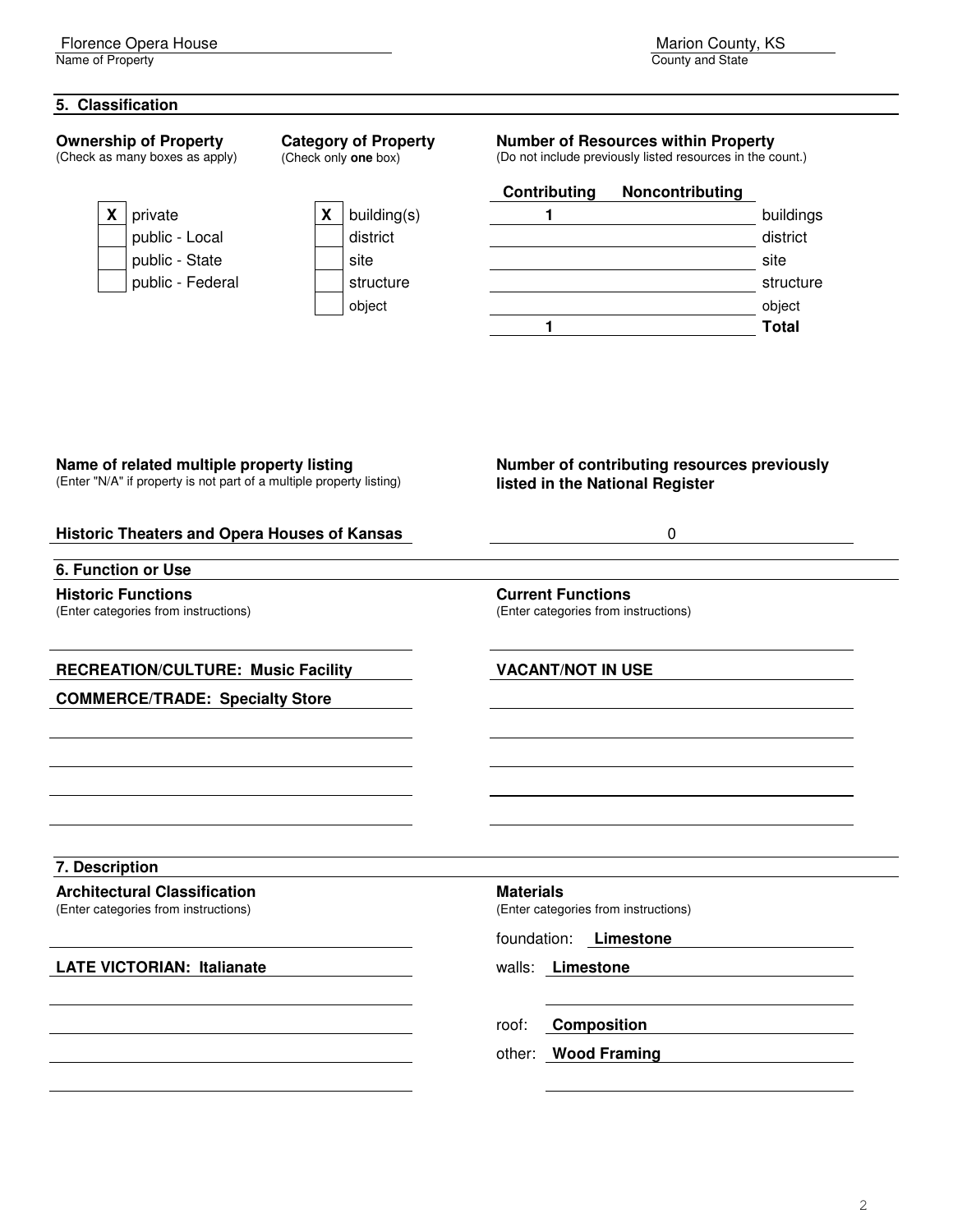Florence Opera House
Name of Property

Marion County, KS
County and State

## 5. Classification

**Ownership of Property**
(Check as many boxes as apply)

- [X] private
- [ ] public - Local
- [ ] public - State
- [ ] public - Federal

**Category of Property**
(Check only **one** box)

- [X] building(s)
- [ ] district
- [ ] site
- [ ] structure
- [ ] object

**Number of Resources within Property**
(Do not include previously listed resources in the count.)

| Contributing | Noncontributing | |
|---|---|---|
| **1** | | buildings |
| | | district |
| | | site |
| | | structure |
| | | object |
| **1** | | **Total** |

**Name of related multiple property listing**
(Enter "N/A" if property is not part of a multiple property listing)

**Historic Theaters and Opera Houses of Kansas**

**Number of contributing resources previously listed in the National Register**

0

## 6. Function or Use

**Historic Functions**
(Enter categories from instructions)

**RECREATION/CULTURE: Music Facility**
**COMMERCE/TRADE: Specialty Store**

**Current Functions**
(Enter categories from instructions)

**VACANT/NOT IN USE**

## 7. Description

**Architectural Classification**
(Enter categories from instructions)

**LATE VICTORIAN: Italianate**

**Materials**
(Enter categories from instructions)

foundation: **Limestone**
walls: **Limestone**
roof: **Composition**
other: **Wood Framing**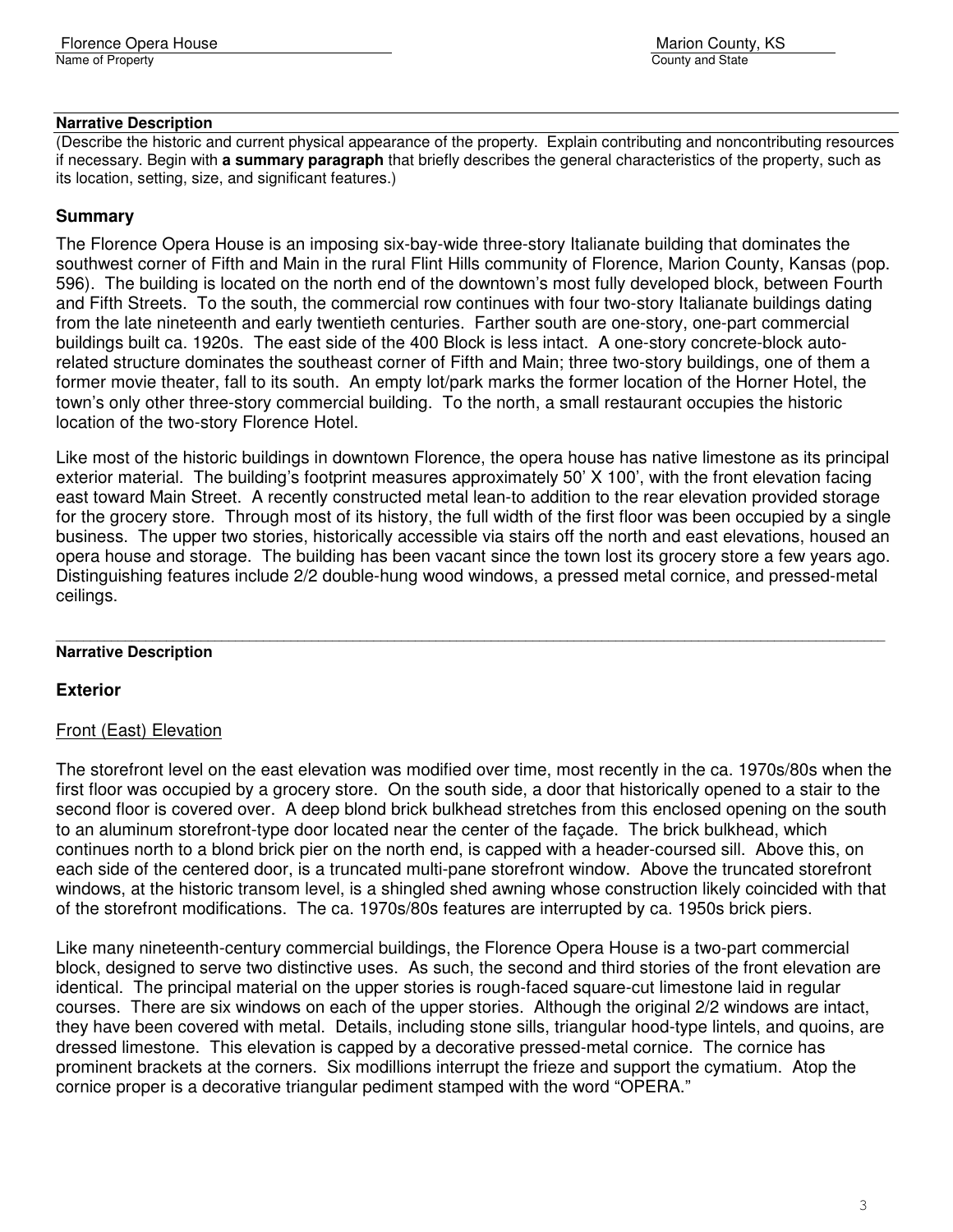**Narrative Description**

(Describe the historic and current physical appearance of the property. Explain contributing and noncontributing resources if necessary. Begin with **a summary paragraph** that briefly describes the general characteristics of the property, such as its location, setting, size, and significant features.)

## Summary

The Florence Opera House is an imposing six-bay-wide three-story Italianate building that dominates the southwest corner of Fifth and Main in the rural Flint Hills community of Florence, Marion County, Kansas (pop. 596). The building is located on the north end of the downtown's most fully developed block, between Fourth and Fifth Streets. To the south, the commercial row continues with four two-story Italianate buildings dating from the late nineteenth and early twentieth centuries. Farther south are one-story, one-part commercial buildings built ca. 1920s. The east side of the 400 Block is less intact. A one-story concrete-block auto-related structure dominates the southeast corner of Fifth and Main; three two-story buildings, one of them a former movie theater, fall to its south. An empty lot/park marks the former location of the Horner Hotel, the town's only other three-story commercial building. To the north, a small restaurant occupies the historic location of the two-story Florence Hotel.

Like most of the historic buildings in downtown Florence, the opera house has native limestone as its principal exterior material. The building's footprint measures approximately 50' X 100', with the front elevation facing east toward Main Street. A recently constructed metal lean-to addition to the rear elevation provided storage for the grocery store. Through most of its history, the full width of the first floor was been occupied by a single business. The upper two stories, historically accessible via stairs off the north and east elevations, housed an opera house and storage. The building has been vacant since the town lost its grocery store a few years ago. Distinguishing features include 2/2 double-hung wood windows, a pressed metal cornice, and pressed-metal ceilings.

---

**Narrative Description**

## Exterior

### Front (East) Elevation

The storefront level on the east elevation was modified over time, most recently in the ca. 1970s/80s when the first floor was occupied by a grocery store. On the south side, a door that historically opened to a stair to the second floor is covered over. A deep blond brick bulkhead stretches from this enclosed opening on the south to an aluminum storefront-type door located near the center of the façade. The brick bulkhead, which continues north to a blond brick pier on the north end, is capped with a header-coursed sill. Above this, on each side of the centered door, is a truncated multi-pane storefront window. Above the truncated storefront windows, at the historic transom level, is a shingled shed awning whose construction likely coincided with that of the storefront modifications. The ca. 1970s/80s features are interrupted by ca. 1950s brick piers.

Like many nineteenth-century commercial buildings, the Florence Opera House is a two-part commercial block, designed to serve two distinctive uses. As such, the second and third stories of the front elevation are identical. The principal material on the upper stories is rough-faced square-cut limestone laid in regular courses. There are six windows on each of the upper stories. Although the original 2/2 windows are intact, they have been covered with metal. Details, including stone sills, triangular hood-type lintels, and quoins, are dressed limestone. This elevation is capped by a decorative pressed-metal cornice. The cornice has prominent brackets at the corners. Six modillions interrupt the frieze and support the cymatium. Atop the cornice proper is a decorative triangular pediment stamped with the word "OPERA."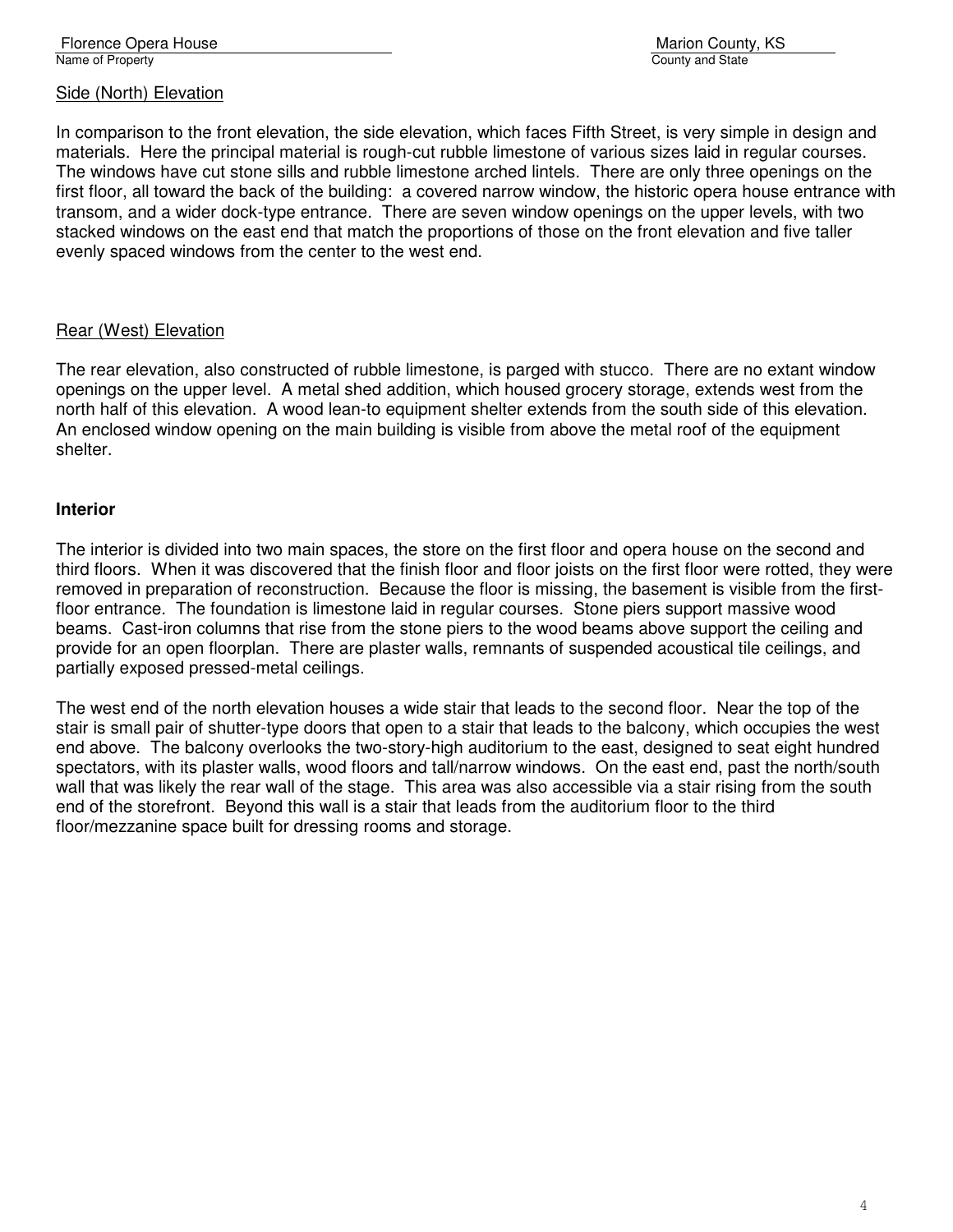Side (North) Elevation

In comparison to the front elevation, the side elevation, which faces Fifth Street, is very simple in design and materials. Here the principal material is rough-cut rubble limestone of various sizes laid in regular courses. The windows have cut stone sills and rubble limestone arched lintels. There are only three openings on the first floor, all toward the back of the building: a covered narrow window, the historic opera house entrance with transom, and a wider dock-type entrance. There are seven window openings on the upper levels, with two stacked windows on the east end that match the proportions of those on the front elevation and five taller evenly spaced windows from the center to the west end.

Rear (West) Elevation

The rear elevation, also constructed of rubble limestone, is parged with stucco. There are no extant window openings on the upper level. A metal shed addition, which housed grocery storage, extends west from the north half of this elevation. A wood lean-to equipment shelter extends from the south side of this elevation. An enclosed window opening on the main building is visible from above the metal roof of the equipment shelter.

**Interior**

The interior is divided into two main spaces, the store on the first floor and opera house on the second and third floors. When it was discovered that the finish floor and floor joists on the first floor were rotted, they were removed in preparation of reconstruction. Because the floor is missing, the basement is visible from the first-floor entrance. The foundation is limestone laid in regular courses. Stone piers support massive wood beams. Cast-iron columns that rise from the stone piers to the wood beams above support the ceiling and provide for an open floorplan. There are plaster walls, remnants of suspended acoustical tile ceilings, and partially exposed pressed-metal ceilings.

The west end of the north elevation houses a wide stair that leads to the second floor. Near the top of the stair is small pair of shutter-type doors that open to a stair that leads to the balcony, which occupies the west end above. The balcony overlooks the two-story-high auditorium to the east, designed to seat eight hundred spectators, with its plaster walls, wood floors and tall/narrow windows. On the east end, past the north/south wall that was likely the rear wall of the stage. This area was also accessible via a stair rising from the south end of the storefront. Beyond this wall is a stair that leads from the auditorium floor to the third floor/mezzanine space built for dressing rooms and storage.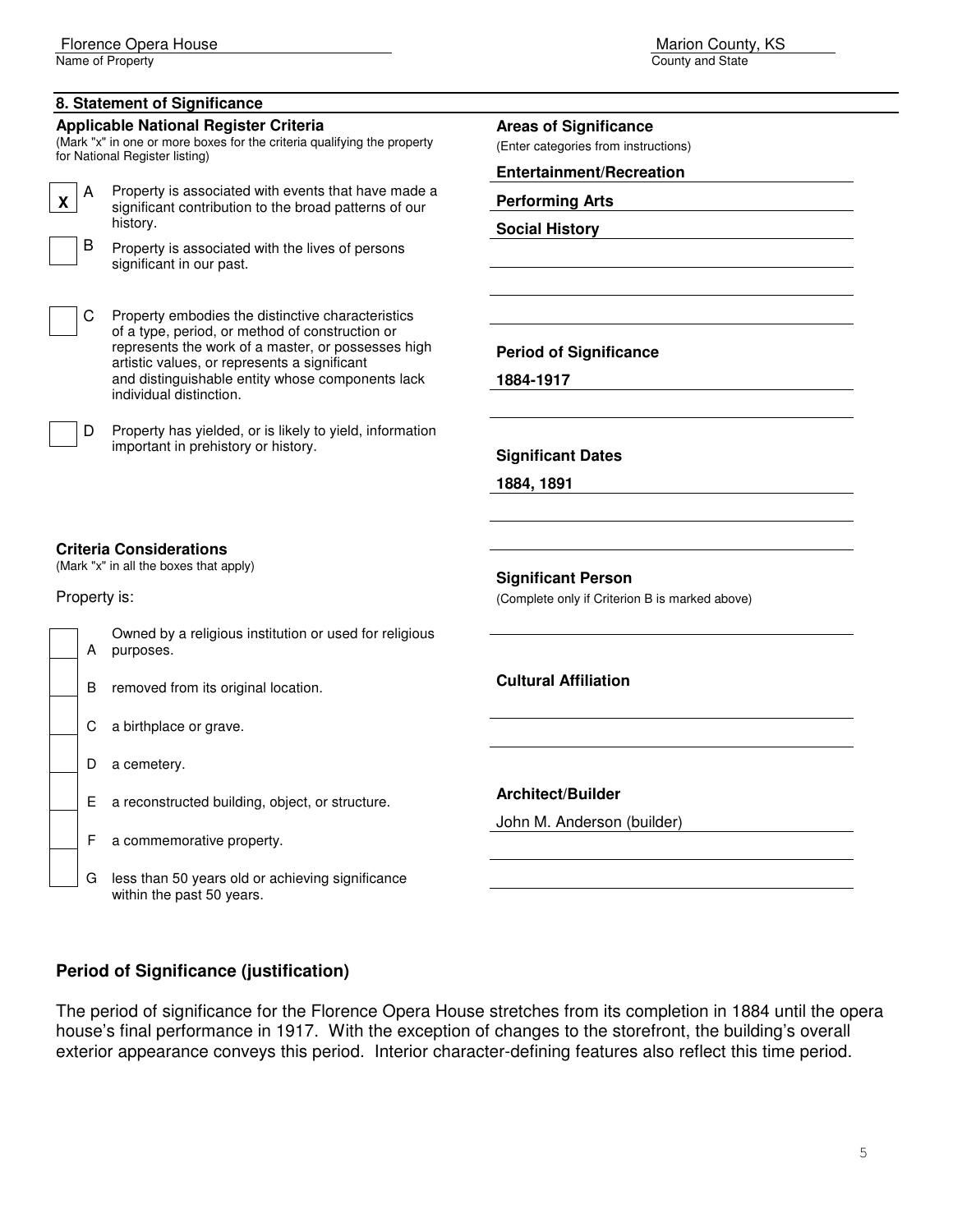Florence Opera House
Name of Property

Marion County, KS
County and State

## 8. Statement of Significance

### Applicable National Register Criteria

(Mark "x" in one or more boxes for the criteria qualifying the property for National Register listing)

- [x] **A** Property is associated with events that have made a significant contribution to the broad patterns of our history.
- [ ] **B** Property is associated with the lives of persons significant in our past.
- [ ] **C** Property embodies the distinctive characteristics of a type, period, or method of construction or represents the work of a master, or possesses high artistic values, or represents a significant and distinguishable entity whose components lack individual distinction.
- [ ] **D** Property has yielded, or is likely to yield, information important in prehistory or history.

### Criteria Considerations

(Mark "x" in all the boxes that apply)

Property is:

- [ ] **A** Owned by a religious institution or used for religious purposes.
- [ ] **B** removed from its original location.
- [ ] **C** a birthplace or grave.
- [ ] **D** a cemetery.
- [ ] **E** a reconstructed building, object, or structure.
- [ ] **F** a commemorative property.
- [ ] **G** less than 50 years old or achieving significance within the past 50 years.

### Areas of Significance

(Enter categories from instructions)

**Entertainment/Recreation**

**Performing Arts**

**Social History**

### Period of Significance

**1884-1917**

### Significant Dates

**1884, 1891**

### Significant Person

(Complete only if Criterion B is marked above)

### Cultural Affiliation

### Architect/Builder

John M. Anderson (builder)

## Period of Significance (justification)

The period of significance for the Florence Opera House stretches from its completion in 1884 until the opera house's final performance in 1917. With the exception of changes to the storefront, the building's overall exterior appearance conveys this period. Interior character-defining features also reflect this time period.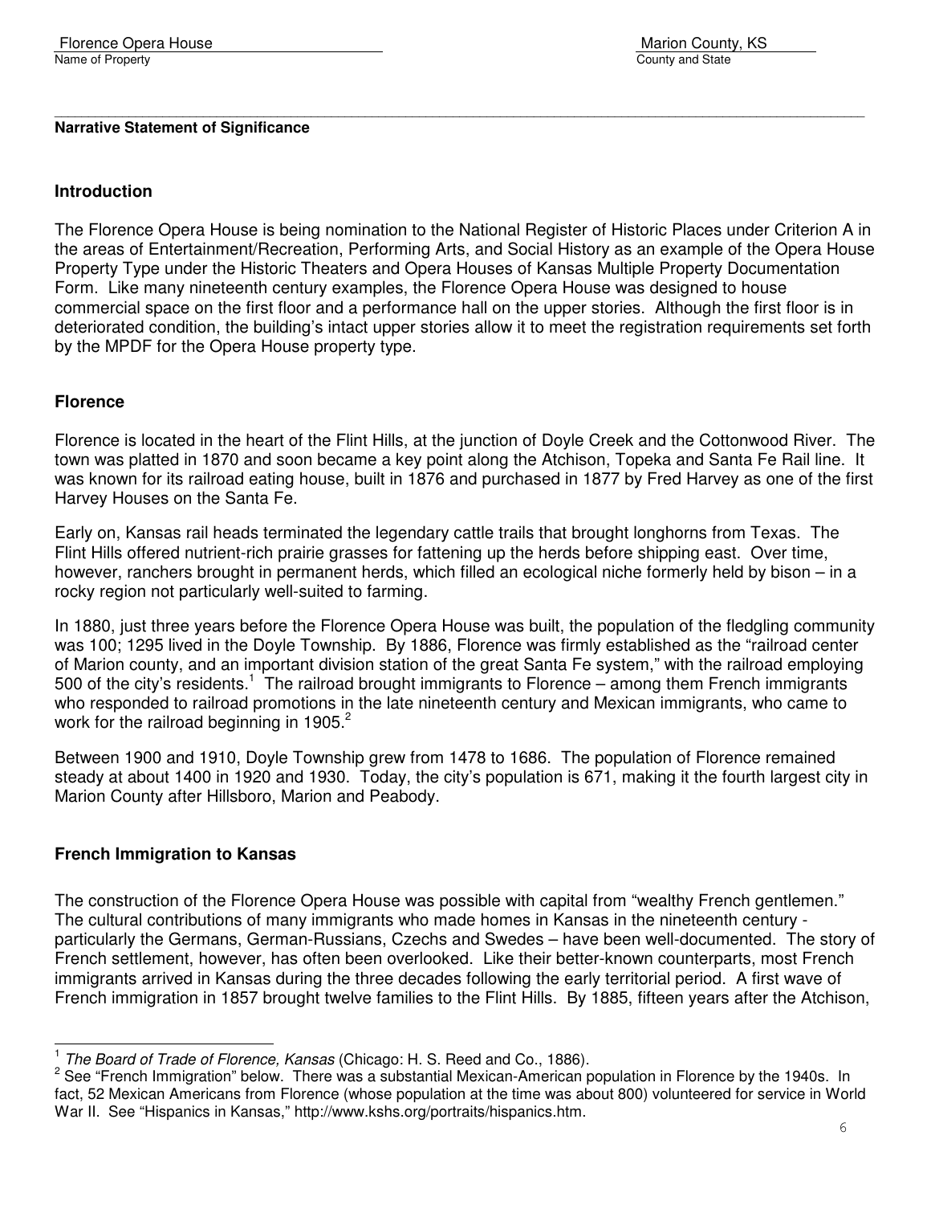**Narrative Statement of Significance**

## Introduction

The Florence Opera House is being nomination to the National Register of Historic Places under Criterion A in the areas of Entertainment/Recreation, Performing Arts, and Social History as an example of the Opera House Property Type under the Historic Theaters and Opera Houses of Kansas Multiple Property Documentation Form. Like many nineteenth century examples, the Florence Opera House was designed to house commercial space on the first floor and a performance hall on the upper stories. Although the first floor is in deteriorated condition, the building's intact upper stories allow it to meet the registration requirements set forth by the MPDF for the Opera House property type.

## Florence

Florence is located in the heart of the Flint Hills, at the junction of Doyle Creek and the Cottonwood River. The town was platted in 1870 and soon became a key point along the Atchison, Topeka and Santa Fe Rail line. It was known for its railroad eating house, built in 1876 and purchased in 1877 by Fred Harvey as one of the first Harvey Houses on the Santa Fe.

Early on, Kansas rail heads terminated the legendary cattle trails that brought longhorns from Texas. The Flint Hills offered nutrient-rich prairie grasses for fattening up the herds before shipping east. Over time, however, ranchers brought in permanent herds, which filled an ecological niche formerly held by bison – in a rocky region not particularly well-suited to farming.

In 1880, just three years before the Florence Opera House was built, the population of the fledgling community was 100; 1295 lived in the Doyle Township. By 1886, Florence was firmly established as the "railroad center of Marion county, and an important division station of the great Santa Fe system," with the railroad employing 500 of the city's residents.[1] The railroad brought immigrants to Florence – among them French immigrants who responded to railroad promotions in the late nineteenth century and Mexican immigrants, who came to work for the railroad beginning in 1905.[2]

Between 1900 and 1910, Doyle Township grew from 1478 to 1686. The population of Florence remained steady at about 1400 in 1920 and 1930. Today, the city's population is 671, making it the fourth largest city in Marion County after Hillsboro, Marion and Peabody.

## French Immigration to Kansas

The construction of the Florence Opera House was possible with capital from "wealthy French gentlemen." The cultural contributions of many immigrants who made homes in Kansas in the nineteenth century - particularly the Germans, German-Russians, Czechs and Swedes – have been well-documented. The story of French settlement, however, has often been overlooked. Like their better-known counterparts, most French immigrants arrived in Kansas during the three decades following the early territorial period. A first wave of French immigration in 1857 brought twelve families to the Flint Hills. By 1885, fifteen years after the Atchison,

---

[1] *The Board of Trade of Florence, Kansas* (Chicago: H. S. Reed and Co., 1886).

[2] See "French Immigration" below. There was a substantial Mexican-American population in Florence by the 1940s. In fact, 52 Mexican Americans from Florence (whose population at the time was about 800) volunteered for service in World War II. See "Hispanics in Kansas," http://www.kshs.org/portraits/hispanics.htm.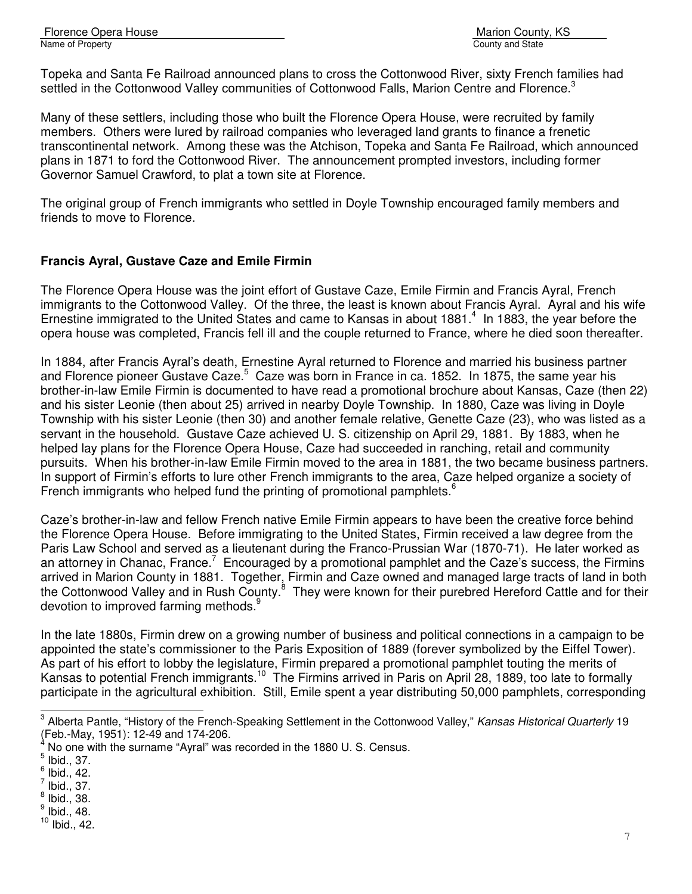Topeka and Santa Fe Railroad announced plans to cross the Cottonwood River, sixty French families had settled in the Cottonwood Valley communities of Cottonwood Falls, Marion Centre and Florence.[3]

Many of these settlers, including those who built the Florence Opera House, were recruited by family members. Others were lured by railroad companies who leveraged land grants to finance a frenetic transcontinental network. Among these was the Atchison, Topeka and Santa Fe Railroad, which announced plans in 1871 to ford the Cottonwood River. The announcement prompted investors, including former Governor Samuel Crawford, to plat a town site at Florence.

The original group of French immigrants who settled in Doyle Township encouraged family members and friends to move to Florence.

**Francis Ayral, Gustave Caze and Emile Firmin**

The Florence Opera House was the joint effort of Gustave Caze, Emile Firmin and Francis Ayral, French immigrants to the Cottonwood Valley. Of the three, the least is known about Francis Ayral. Ayral and his wife Ernestine immigrated to the United States and came to Kansas in about 1881.[4] In 1883, the year before the opera house was completed, Francis fell ill and the couple returned to France, where he died soon thereafter.

In 1884, after Francis Ayral's death, Ernestine Ayral returned to Florence and married his business partner and Florence pioneer Gustave Caze.[5] Caze was born in France in ca. 1852. In 1875, the same year his brother-in-law Emile Firmin is documented to have read a promotional brochure about Kansas, Caze (then 22) and his sister Leonie (then about 25) arrived in nearby Doyle Township. In 1880, Caze was living in Doyle Township with his sister Leonie (then 30) and another female relative, Genette Caze (23), who was listed as a servant in the household. Gustave Caze achieved U. S. citizenship on April 29, 1881. By 1883, when he helped lay plans for the Florence Opera House, Caze had succeeded in ranching, retail and community pursuits. When his brother-in-law Emile Firmin moved to the area in 1881, the two became business partners. In support of Firmin's efforts to lure other French immigrants to the area, Caze helped organize a society of French immigrants who helped fund the printing of promotional pamphlets.[6]

Caze's brother-in-law and fellow French native Emile Firmin appears to have been the creative force behind the Florence Opera House. Before immigrating to the United States, Firmin received a law degree from the Paris Law School and served as a lieutenant during the Franco-Prussian War (1870-71). He later worked as an attorney in Chanac, France.[7] Encouraged by a promotional pamphlet and the Caze's success, the Firmins arrived in Marion County in 1881. Together, Firmin and Caze owned and managed large tracts of land in both the Cottonwood Valley and in Rush County.[8] They were known for their purebred Hereford Cattle and for their devotion to improved farming methods.[9]

In the late 1880s, Firmin drew on a growing number of business and political connections in a campaign to be appointed the state's commissioner to the Paris Exposition of 1889 (forever symbolized by the Eiffel Tower). As part of his effort to lobby the legislature, Firmin prepared a promotional pamphlet touting the merits of Kansas to potential French immigrants.[10] The Firmins arrived in Paris on April 28, 1889, too late to formally participate in the agricultural exhibition. Still, Emile spent a year distributing 50,000 pamphlets, corresponding

---

[3] Alberta Pantle, "History of the French-Speaking Settlement in the Cottonwood Valley," *Kansas Historical Quarterly* 19 (Feb.-May, 1951): 12-49 and 174-206.

[4] No one with the surname "Ayral" was recorded in the 1880 U. S. Census.

[5] Ibid., 37.

[6] Ibid., 42.

[7] Ibid., 37.

[8] Ibid., 38.

[9] Ibid., 48.

[10] Ibid., 42.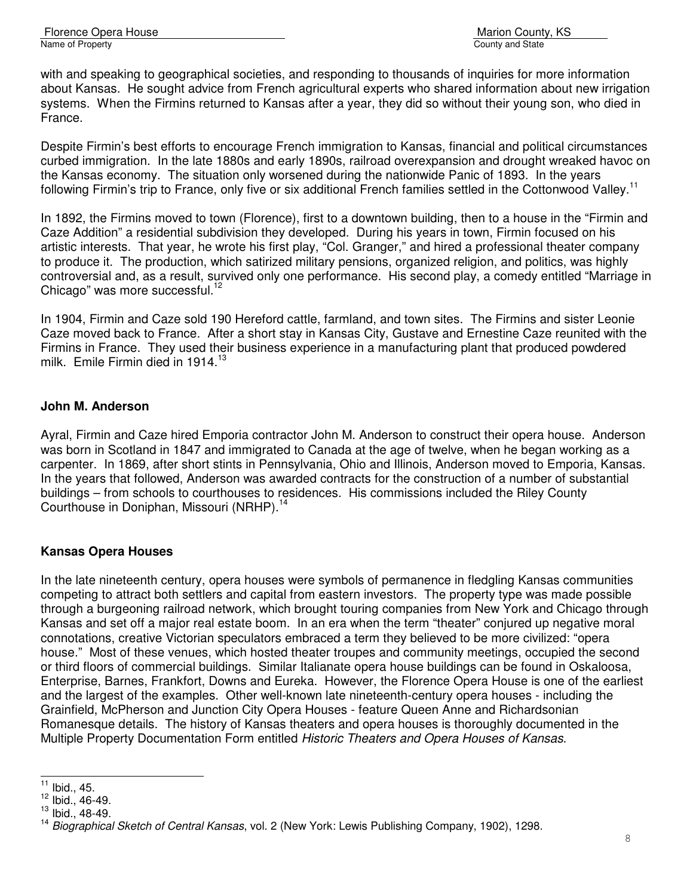with and speaking to geographical societies, and responding to thousands of inquiries for more information about Kansas. He sought advice from French agricultural experts who shared information about new irrigation systems. When the Firmins returned to Kansas after a year, they did so without their young son, who died in France.

Despite Firmin's best efforts to encourage French immigration to Kansas, financial and political circumstances curbed immigration. In the late 1880s and early 1890s, railroad overexpansion and drought wreaked havoc on the Kansas economy. The situation only worsened during the nationwide Panic of 1893. In the years following Firmin's trip to France, only five or six additional French families settled in the Cottonwood Valley.[11]

In 1892, the Firmins moved to town (Florence), first to a downtown building, then to a house in the "Firmin and Caze Addition" a residential subdivision they developed. During his years in town, Firmin focused on his artistic interests. That year, he wrote his first play, "Col. Granger," and hired a professional theater company to produce it. The production, which satirized military pensions, organized religion, and politics, was highly controversial and, as a result, survived only one performance. His second play, a comedy entitled "Marriage in Chicago" was more successful.[12]

In 1904, Firmin and Caze sold 190 Hereford cattle, farmland, and town sites. The Firmins and sister Leonie Caze moved back to France. After a short stay in Kansas City, Gustave and Ernestine Caze reunited with the Firmins in France. They used their business experience in a manufacturing plant that produced powdered milk. Emile Firmin died in 1914.[13]

### John M. Anderson

Ayral, Firmin and Caze hired Emporia contractor John M. Anderson to construct their opera house. Anderson was born in Scotland in 1847 and immigrated to Canada at the age of twelve, when he began working as a carpenter. In 1869, after short stints in Pennsylvania, Ohio and Illinois, Anderson moved to Emporia, Kansas. In the years that followed, Anderson was awarded contracts for the construction of a number of substantial buildings – from schools to courthouses to residences. His commissions included the Riley County Courthouse in Doniphan, Missouri (NRHP).[14]

### Kansas Opera Houses

In the late nineteenth century, opera houses were symbols of permanence in fledgling Kansas communities competing to attract both settlers and capital from eastern investors. The property type was made possible through a burgeoning railroad network, which brought touring companies from New York and Chicago through Kansas and set off a major real estate boom. In an era when the term "theater" conjured up negative moral connotations, creative Victorian speculators embraced a term they believed to be more civilized: "opera house." Most of these venues, which hosted theater troupes and community meetings, occupied the second or third floors of commercial buildings. Similar Italianate opera house buildings can be found in Oskaloosa, Enterprise, Barnes, Frankfort, Downs and Eureka. However, the Florence Opera House is one of the earliest and the largest of the examples. Other well-known late nineteenth-century opera houses - including the Grainfield, McPherson and Junction City Opera Houses - feature Queen Anne and Richardsonian Romanesque details. The history of Kansas theaters and opera houses is thoroughly documented in the Multiple Property Documentation Form entitled *Historic Theaters and Opera Houses of Kansas*.

---

[11] Ibid., 45.
[12] Ibid., 46-49.
[13] Ibid., 48-49.
[14] *Biographical Sketch of Central Kansas*, vol. 2 (New York: Lewis Publishing Company, 1902), 1298.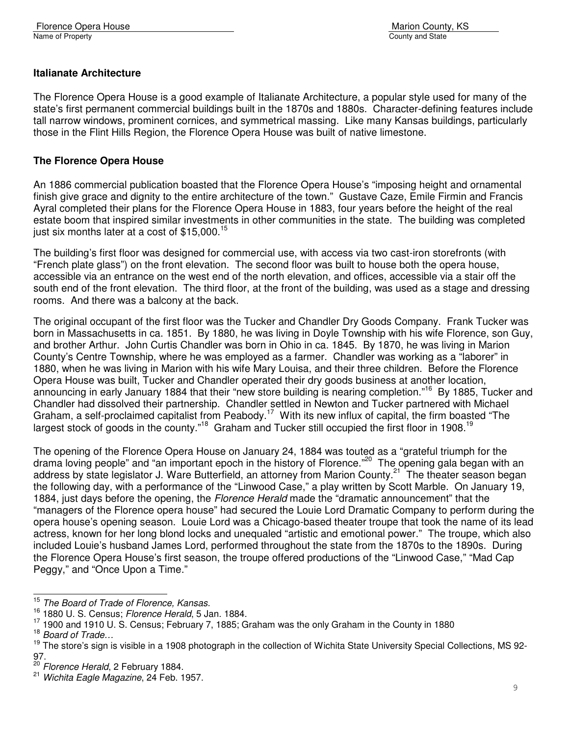### Italianate Architecture

The Florence Opera House is a good example of Italianate Architecture, a popular style used for many of the state's first permanent commercial buildings built in the 1870s and 1880s. Character-defining features include tall narrow windows, prominent cornices, and symmetrical massing. Like many Kansas buildings, particularly those in the Flint Hills Region, the Florence Opera House was built of native limestone.

### The Florence Opera House

An 1886 commercial publication boasted that the Florence Opera House's "imposing height and ornamental finish give grace and dignity to the entire architecture of the town." Gustave Caze, Emile Firmin and Francis Ayral completed their plans for the Florence Opera House in 1883, four years before the height of the real estate boom that inspired similar investments in other communities in the state. The building was completed just six months later at a cost of $15,000.[15]

The building's first floor was designed for commercial use, with access via two cast-iron storefronts (with "French plate glass") on the front elevation. The second floor was built to house both the opera house, accessible via an entrance on the west end of the north elevation, and offices, accessible via a stair off the south end of the front elevation. The third floor, at the front of the building, was used as a stage and dressing rooms. And there was a balcony at the back.

The original occupant of the first floor was the Tucker and Chandler Dry Goods Company. Frank Tucker was born in Massachusetts in ca. 1851. By 1880, he was living in Doyle Township with his wife Florence, son Guy, and brother Arthur. John Curtis Chandler was born in Ohio in ca. 1845. By 1870, he was living in Marion County's Centre Township, where he was employed as a farmer. Chandler was working as a "laborer" in 1880, when he was living in Marion with his wife Mary Louisa, and their three children. Before the Florence Opera House was built, Tucker and Chandler operated their dry goods business at another location, announcing in early January 1884 that their "new store building is nearing completion."[16] By 1885, Tucker and Chandler had dissolved their partnership. Chandler settled in Newton and Tucker partnered with Michael Graham, a self-proclaimed capitalist from Peabody.[17] With its new influx of capital, the firm boasted "The largest stock of goods in the county."[18] Graham and Tucker still occupied the first floor in 1908.[19]

The opening of the Florence Opera House on January 24, 1884 was touted as a "grateful triumph for the drama loving people" and "an important epoch in the history of Florence."[20] The opening gala began with an address by state legislator J. Ware Butterfield, an attorney from Marion County.[21] The theater season began the following day, with a performance of the "Linwood Case," a play written by Scott Marble. On January 19, 1884, just days before the opening, the *Florence Herald* made the "dramatic announcement" that the "managers of the Florence opera house" had secured the Louie Lord Dramatic Company to perform during the opera house's opening season. Louie Lord was a Chicago-based theater troupe that took the name of its lead actress, known for her long blond locks and unequaled "artistic and emotional power." The troupe, which also included Louie's husband James Lord, performed throughout the state from the 1870s to the 1890s. During the Florence Opera House's first season, the troupe offered productions of the "Linwood Case," "Mad Cap Peggy," and "Once Upon a Time."

---

[15] *The Board of Trade of Florence, Kansas.*

[16] 1880 U. S. Census; *Florence Herald*, 5 Jan. 1884.

[17] 1900 and 1910 U. S. Census; February 7, 1885; Graham was the only Graham in the County in 1880

[18] *Board of Trade…*

[19] The store's sign is visible in a 1908 photograph in the collection of Wichita State University Special Collections, MS 92-97.

[20] *Florence Herald*, 2 February 1884.

[21] *Wichita Eagle Magazine*, 24 Feb. 1957.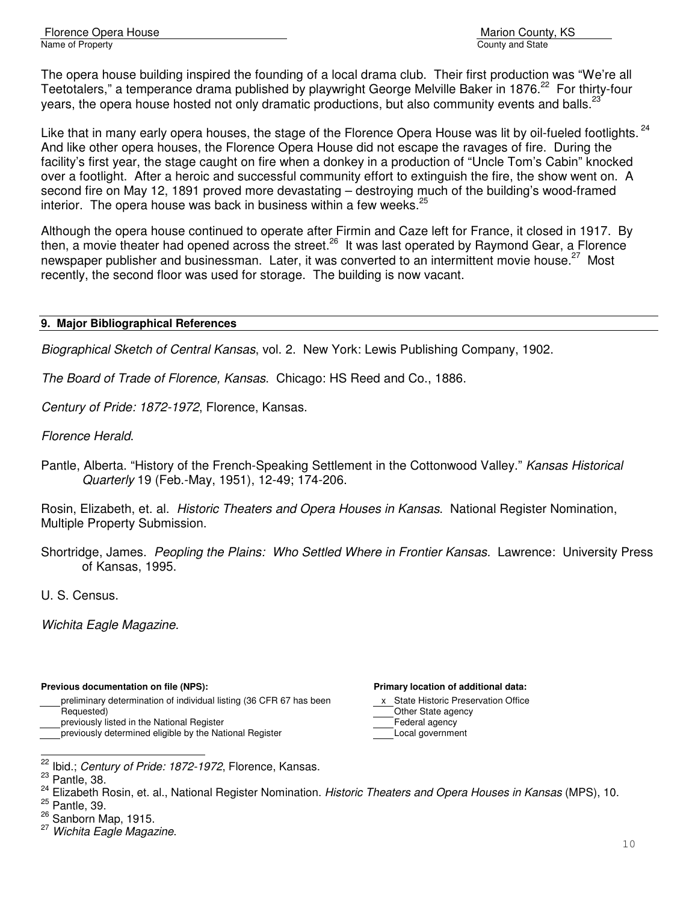The opera house building inspired the founding of a local drama club. Their first production was "We're all Teetotalers," a temperance drama published by playwright George Melville Baker in 1876.[22] For thirty-four years, the opera house hosted not only dramatic productions, but also community events and balls.[23]

Like that in many early opera houses, the stage of the Florence Opera House was lit by oil-fueled footlights.[24] And like other opera houses, the Florence Opera House did not escape the ravages of fire. During the facility's first year, the stage caught on fire when a donkey in a production of "Uncle Tom's Cabin" knocked over a footlight. After a heroic and successful community effort to extinguish the fire, the show went on. A second fire on May 12, 1891 proved more devastating – destroying much of the building's wood-framed interior. The opera house was back in business within a few weeks.[25]

Although the opera house continued to operate after Firmin and Caze left for France, it closed in 1917. By then, a movie theater had opened across the street.[26] It was last operated by Raymond Gear, a Florence newspaper publisher and businessman. Later, it was converted to an intermittent movie house.[27] Most recently, the second floor was used for storage. The building is now vacant.

## 9. Major Bibliographical References

*Biographical Sketch of Central Kansas*, vol. 2. New York: Lewis Publishing Company, 1902.

*The Board of Trade of Florence, Kansas*. Chicago: HS Reed and Co., 1886.

*Century of Pride: 1872-1972*, Florence, Kansas.

*Florence Herald*.

Pantle, Alberta. "History of the French-Speaking Settlement in the Cottonwood Valley." *Kansas Historical Quarterly* 19 (Feb.-May, 1951), 12-49; 174-206.

Rosin, Elizabeth, et. al. *Historic Theaters and Opera Houses in Kansas*. National Register Nomination, Multiple Property Submission.

Shortridge, James. *Peopling the Plains: Who Settled Where in Frontier Kansas.* Lawrence: University Press of Kansas, 1995.

U. S. Census.

*Wichita Eagle Magazine.*

**Previous documentation on file (NPS):**

\_\_\_\_ preliminary determination of individual listing (36 CFR 67 has been Requested)
\_\_\_\_ previously listed in the National Register
\_\_\_\_ previously determined eligible by the National Register

**Primary location of additional data:**

x State Historic Preservation Office
\_\_\_\_ Other State agency
\_\_\_\_ Federal agency
\_\_\_\_ Local government

[22] Ibid.; *Century of Pride: 1872-1972*, Florence, Kansas.
[23] Pantle, 38.
[24] Elizabeth Rosin, et. al., National Register Nomination. *Historic Theaters and Opera Houses in Kansas* (MPS), 10.
[25] Pantle, 39.
[26] Sanborn Map, 1915.
[27] *Wichita Eagle Magazine*.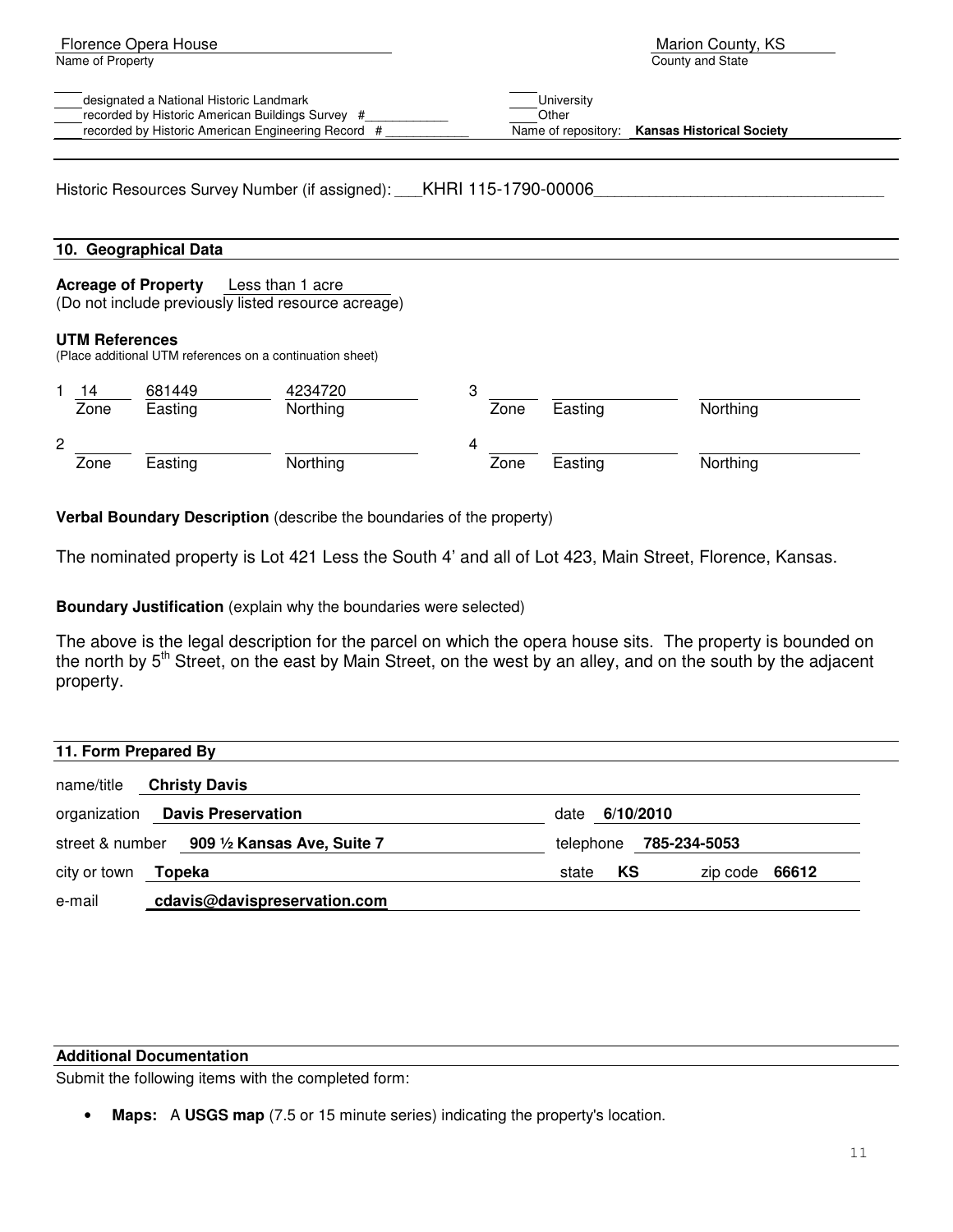Florence Opera House
Name of Property

Marion County, KS
County and State

____ designated a National Historic Landmark
____ recorded by Historic American Buildings Survey #___________
____ recorded by Historic American Engineering Record #___________

____ University
____ Other
Name of repository: **Kansas Historical Society**

Historic Resources Survey Number (if assigned): ___KHRI 115-1790-00006________________________________

## 10. Geographical Data

**Acreage of Property** Less than 1 acre
(Do not include previously listed resource acreage)

**UTM References**
(Place additional UTM references on a continuation sheet)

| | Zone | Easting | Northing | | Zone | Easting | Northing |
|---|---|---|---|---|---|---|---|
| 1 | 14 | 681449 | 4234720 | 3 | | | |
| 2 | | | | 4 | | | |

**Verbal Boundary Description** (describe the boundaries of the property)

The nominated property is Lot 421 Less the South 4' and all of Lot 423, Main Street, Florence, Kansas.

**Boundary Justification** (explain why the boundaries were selected)

The above is the legal description for the parcel on which the opera house sits. The property is bounded on the north by 5th Street, on the east by Main Street, on the west by an alley, and on the south by the adjacent property.

## 11. Form Prepared By

name/title **Christy Davis**
organization **Davis Preservation** date **6/10/2010**
street & number **909 ½ Kansas Ave, Suite 7** telephone **785-234-5053**
city or town **Topeka** state **KS** zip code **66612**
e-mail **cdavis@davispreservation.com**

## Additional Documentation

Submit the following items with the completed form:

- **Maps:** A **USGS map** (7.5 or 15 minute series) indicating the property's location.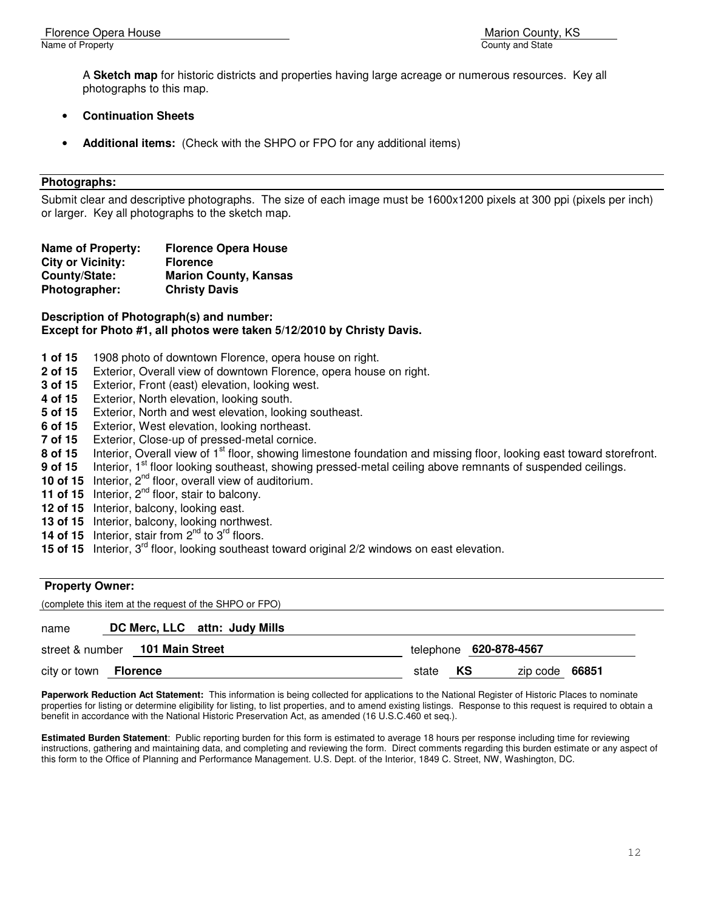Florence Opera House
Name of Property

Marion County, KS
County and State

A **Sketch map** for historic districts and properties having large acreage or numerous resources. Key all photographs to this map.

- **Continuation Sheets**
- **Additional items:** (Check with the SHPO or FPO for any additional items)

## Photographs:

Submit clear and descriptive photographs. The size of each image must be 1600x1200 pixels at 300 ppi (pixels per inch) or larger. Key all photographs to the sketch map.

**Name of Property:** **Florence Opera House**
**City or Vicinity:** **Florence**
**County/State:** **Marion County, Kansas**
**Photographer:** **Christy Davis**

**Description of Photograph(s) and number:**
**Except for Photo #1, all photos were taken 5/12/2010 by Christy Davis.**

**1 of 15** 1908 photo of downtown Florence, opera house on right.
**2 of 15** Exterior, Overall view of downtown Florence, opera house on right.
**3 of 15** Exterior, Front (east) elevation, looking west.
**4 of 15** Exterior, North elevation, looking south.
**5 of 15** Exterior, North and west elevation, looking southeast.
**6 of 15** Exterior, West elevation, looking northeast.
**7 of 15** Exterior, Close-up of pressed-metal cornice.
**8 of 15** Interior, Overall view of 1st floor, showing limestone foundation and missing floor, looking east toward storefront.
**9 of 15** Interior, 1st floor looking southeast, showing pressed-metal ceiling above remnants of suspended ceilings.
**10 of 15** Interior, 2nd floor, overall view of auditorium.
**11 of 15** Interior, 2nd floor, stair to balcony.
**12 of 15** Interior, balcony, looking east.
**13 of 15** Interior, balcony, looking northwest.
**14 of 15** Interior, stair from 2nd to 3rd floors.
**15 of 15** Interior, 3rd floor, looking southeast toward original 2/2 windows on east elevation.

## Property Owner:

(complete this item at the request of the SHPO or FPO)

name **DC Merc, LLC attn: Judy Mills**

street & number **101 Main Street** telephone **620-878-4567**

city or town **Florence** state **KS** zip code **66851**

**Paperwork Reduction Act Statement:** This information is being collected for applications to the National Register of Historic Places to nominate properties for listing or determine eligibility for listing, to list properties, and to amend existing listings. Response to this request is required to obtain a benefit in accordance with the National Historic Preservation Act, as amended (16 U.S.C.460 et seq.).

**Estimated Burden Statement**: Public reporting burden for this form is estimated to average 18 hours per response including time for reviewing instructions, gathering and maintaining data, and completing and reviewing the form. Direct comments regarding this burden estimate or any aspect of this form to the Office of Planning and Performance Management. U.S. Dept. of the Interior, 1849 C. Street, NW, Washington, DC.